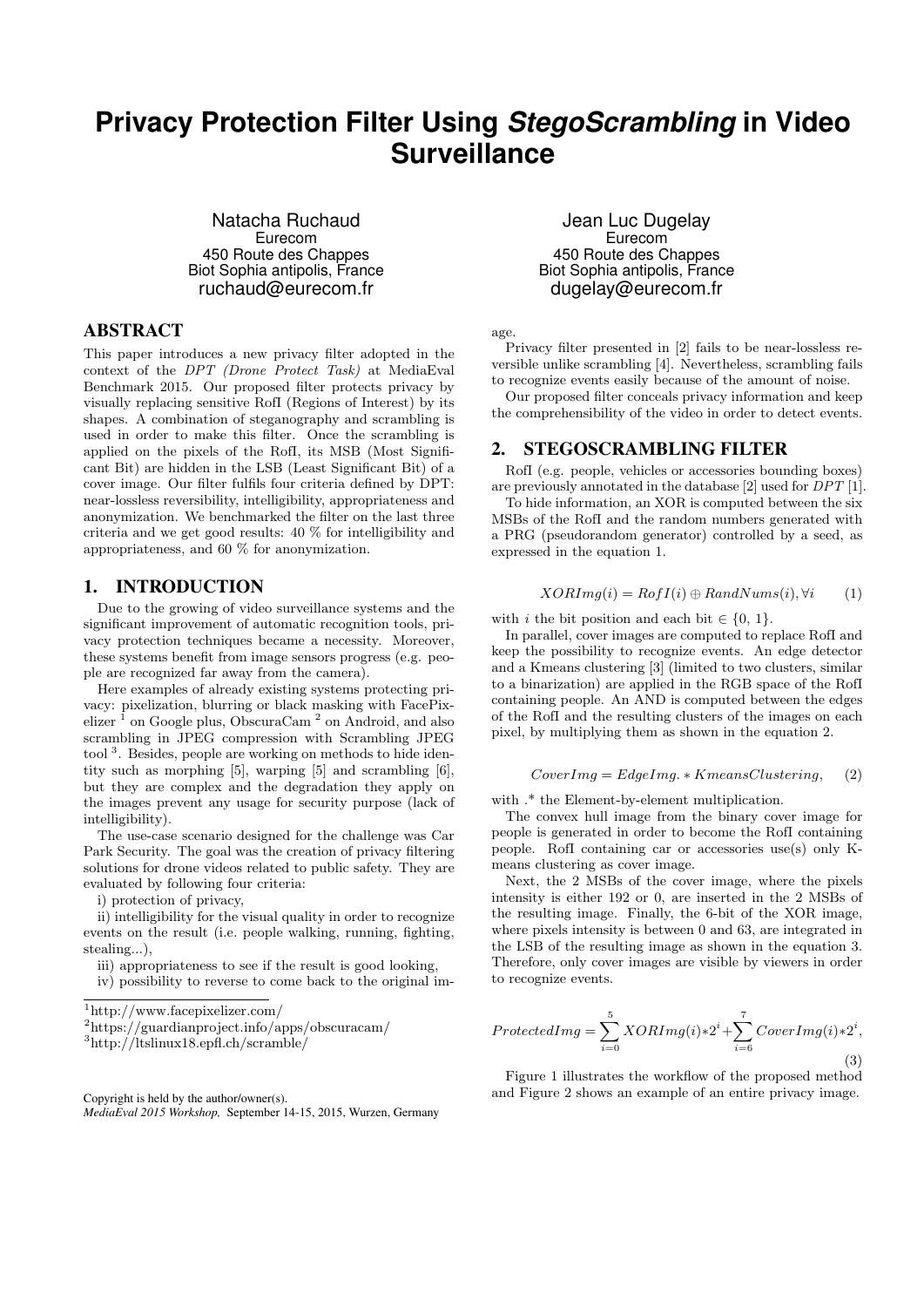# Privacy Protection Filter Using *StegoScrambling* in Video Surveillance

Natacha Ruchaud
Eurecom
450 Route des Chappes
Biot Sophia antipolis, France
ruchaud@eurecom.fr

Jean Luc Dugelay
Eurecom
450 Route des Chappes
Biot Sophia antipolis, France
dugelay@eurecom.fr

## ABSTRACT

This paper introduces a new privacy filter adopted in the context of the *DPT (Drone Protect Task)* at MediaEval Benchmark 2015. Our proposed filter protects privacy by visually replacing sensitive RofI (Regions of Interest) by its shapes. A combination of steganography and scrambling is used in order to make this filter. Once the scrambling is applied on the pixels of the RofI, its MSB (Most Significant Bit) are hidden in the LSB (Least Significant Bit) of a cover image. Our filter fulfils four criteria defined by DPT: near-lossless reversibility, intelligibility, appropriateness and anonymization. We benchmarked the filter on the last three criteria and we get good results: 40 % for intelligibility and appropriateness, and 60 % for anonymization.

## 1. INTRODUCTION

Due to the growing of video surveillance systems and the significant improvement of automatic recognition tools, privacy protection techniques became a necessity. Moreover, these systems benefit from image sensors progress (e.g. people are recognized far away from the camera).

Here examples of already existing systems protecting privacy: pixelization, blurring or black masking with FacePixelizer [1] on Google plus, ObscuraCam [2] on Android, and also scrambling in JPEG compression with Scrambling JPEG tool [3]. Besides, people are working on methods to hide identity such as morphing [5], warping [5] and scrambling [6], but they are complex and the degradation they apply on the images prevent any usage for security purpose (lack of intelligibility).

The use-case scenario designed for the challenge was Car Park Security. The goal was the creation of privacy filtering solutions for drone videos related to public safety. They are evaluated by following four criteria:

i) protection of privacy,

ii) intelligibility for the visual quality in order to recognize events on the result (i.e. people walking, running, fighting, stealing...),

iii) appropriateness to see if the result is good looking,

iv) possibility to reverse to come back to the original image.

Privacy filter presented in [2] fails to be near-lossless reversible unlike scrambling [4]. Nevertheless, scrambling fails to recognize events easily because of the amount of noise.

Our proposed filter conceals privacy information and keep the comprehensibility of the video in order to detect events.

[1] http://www.facepixelizer.com/

[2] https://guardianproject.info/apps/obscuracam/

[3] http://ltslinux18.epfl.ch/scramble/

Copyright is held by the author/owner(s).
*MediaEval 2015 Workshop,* September 14-15, 2015, Wurzen, Germany

## 2. STEGOSCRAMBLING FILTER

RofI (e.g. people, vehicles or accessories bounding boxes) are previously annotated in the database [2] used for *DPT* [1].

To hide information, an XOR is computed between the six MSBs of the RofI and the random numbers generated with a PRG (pseudorandom generator) controlled by a seed, as expressed in the equation 1.

$$XORImg(i) = RofI(i) \oplus RandNums(i), \forall i \qquad (1)$$

with $i$ the bit position and each bit $\in \{0, 1\}$.

In parallel, cover images are computed to replace RofI and keep the possibility to recognize events. An edge detector and a Kmeans clustering [3] (limited to two clusters, similar to a binarization) are applied in the RGB space of the RofI containing people. An AND is computed between the edges of the RofI and the resulting clusters of the images on each pixel, by multiplying them as shown in the equation 2.

$$CoverImg = EdgeImg. * KmeansClustering, \qquad (2)$$

with .* the Element-by-element multiplication.

The convex hull image from the binary cover image for people is generated in order to become the RofI containing people. RofI containing car or accessories use(s) only K-means clustering as cover image.

Next, the 2 MSBs of the cover image, where the pixels intensity is either 192 or 0, are inserted in the 2 MSBs of the resulting image. Finally, the 6-bit of the XOR image, where pixels intensity is between 0 and 63, are integrated in the LSB of the resulting image as shown in the equation 3. Therefore, only cover images are visible by viewers in order to recognize events.

$$ProtectedImg = \sum_{i=0}^{5} XORImg(i) * 2^i + \sum_{i=6}^{7} CoverImg(i) * 2^i, \qquad (3)$$

Figure 1 illustrates the workflow of the proposed method and Figure 2 shows an example of an entire privacy image.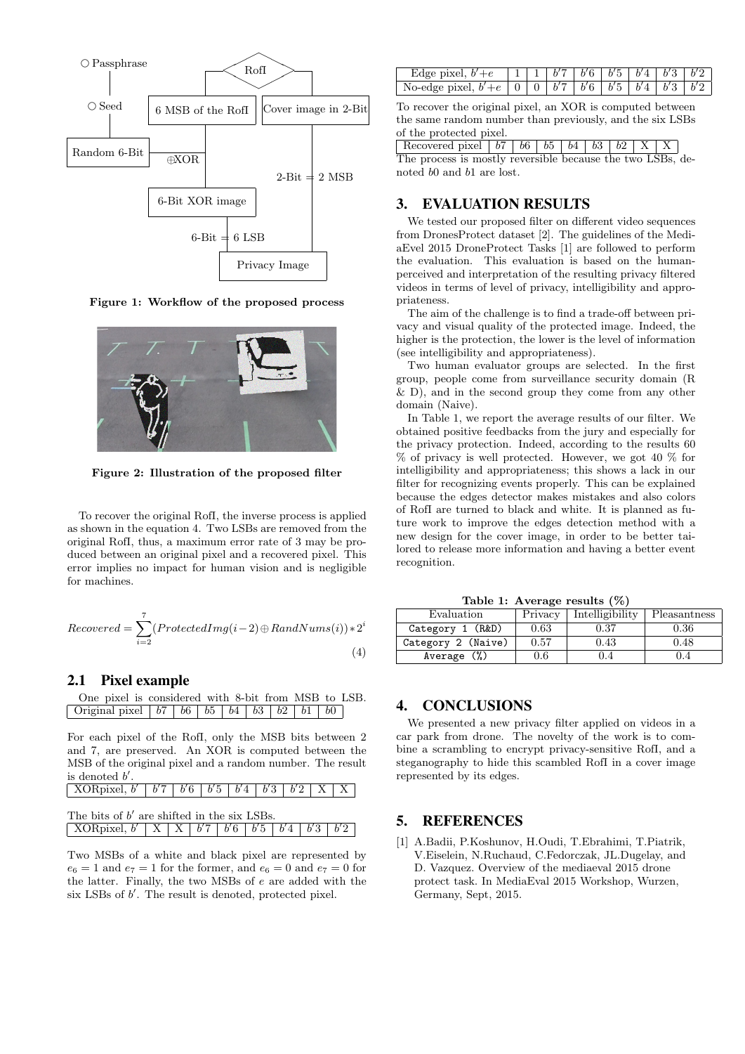○ Passphrase

○ Seed

Random 6-Bit

RofI

6 MSB of the RofI

Cover image in 2-Bit

⊕XOR

2-Bit + 2 MSB

6-Bit XOR image

6-Bit + 6 LSB

Privacy Image

**Figure 1: Workflow of the proposed process**

**Figure 2: Illustration of the proposed filter**

To recover the original RofI, the inverse process is applied as shown in the equation 4. Two LSBs are removed from the original RofI, thus, a maximum error rate of 3 may be produced between an original pixel and a recovered pixel. This error implies no impact for human vision and is negligible for machines.

$$Recovered = \sum_{i=2}^{7} (ProtectedImg(i-2) \oplus RandNums(i)) * 2^i \tag{4}$$

### 2.1 Pixel example

One pixel is considered with 8-bit from MSB to LSB.

| Original pixel | $b7$ | $b6$ | $b5$ | $b4$ | $b3$ | $b2$ | $b1$ | $b0$ |
|---|---|---|---|---|---|---|---|---|

For each pixel of the RofI, only the MSB bits between 2 and 7, are preserved. An XOR is computed between the MSB of the original pixel and a random number. The result is denoted $b'$.

| XORpixel, $b'$ | $b'7$ | $b'6$ | $b'5$ | $b'4$ | $b'3$ | $b'2$ | X | X |
|---|---|---|---|---|---|---|---|---|

The bits of $b'$ are shifted in the six LSBs.

| XORpixel, $b'$ | X | X | $b'7$ | $b'6$ | $b'5$ | $b'4$ | $b'3$ | $b'2$ |
|---|---|---|---|---|---|---|---|---|

Two MSBs of a white and black pixel are represented by $e_6 = 1$ and $e_7 = 1$ for the former, and $e_6 = 0$ and $e_7 = 0$ for the latter. Finally, the two MSBs of $e$ are added with the six LSBs of $b'$. The result is denoted, protected pixel.

| Edge pixel, $b'+e$ | 1 | 1 | $b'7$ | $b'6$ | $b'5$ | $b'4$ | $b'3$ | $b'2$ |
|---|---|---|---|---|---|---|---|---|
| No-edge pixel, $b'+e$ | 0 | 0 | $b'7$ | $b'6$ | $b'5$ | $b'4$ | $b'3$ | $b'2$ |

To recover the original pixel, an XOR is computed between the same random number than previously, and the six LSBs of the protected pixel.

| Recovered pixel | $b7$ | $b6$ | $b5$ | $b4$ | $b3$ | $b2$ | X | X |
|---|---|---|---|---|---|---|---|---|

The process is mostly reversible because the two LSBs, denoted $b0$ and $b1$ are lost.

## 3. EVALUATION RESULTS

We tested our proposed filter on different video sequences from DronesProtect dataset [2]. The guidelines of the MediaEvel 2015 DroneProtect Tasks [1] are followed to perform the evaluation. This evaluation is based on the human-perceived and interpretation of the resulting privacy filtered videos in terms of level of privacy, intelligibility and appropriateness.

The aim of the challenge is to find a trade-off between privacy and visual quality of the protected image. Indeed, the higher is the protection, the lower is the level of information (see intelligibility and appropriateness).

Two human evaluator groups are selected. In the first group, people come from surveillance security domain (R & D), and in the second group they come from any other domain (Naive).

In Table 1, we report the average results of our filter. We obtained positive feedbacks from the jury and especially for the privacy protection. Indeed, according to the results 60 % of privacy is well protected. However, we got 40 % for intelligibility and appropriateness; this shows a lack in our filter for recognizing events properly. This can be explained because the edges detector makes mistakes and also colors of RofI are turned to black and white. It is planned as future work to improve the edges detection method with a new design for the cover image, in order to be better tailored to release more information and having a better event recognition.

**Table 1: Average results (%)**

| Evaluation | Privacy | Intelligibility | Pleasantness |
|---|---|---|---|
| Category 1 (R&D) | 0.63 | 0.37 | 0.36 |
| Category 2 (Naive) | 0.57 | 0.43 | 0.48 |
| Average (%) | 0.6 | 0.4 | 0.4 |

## 4. CONCLUSIONS

We presented a new privacy filter applied on videos in a car park from drone. The novelty of the work is to combine a scrambling to encrypt privacy-sensitive RofI, and a steganography to hide this scambled RofI in a cover image represented by its edges.

## 5. REFERENCES

[1] A.Badii, P.Koshunov, H.Oudi, T.Ebrahimi, T.Piatrik, V.Eiselein, N.Ruchaud, C.Fedorczak, JL.Dugelay, and D. Vazquez. Overview of the mediaeval 2015 drone protect task. In MediaEval 2015 Workshop, Wurzen, Germany, Sept, 2015.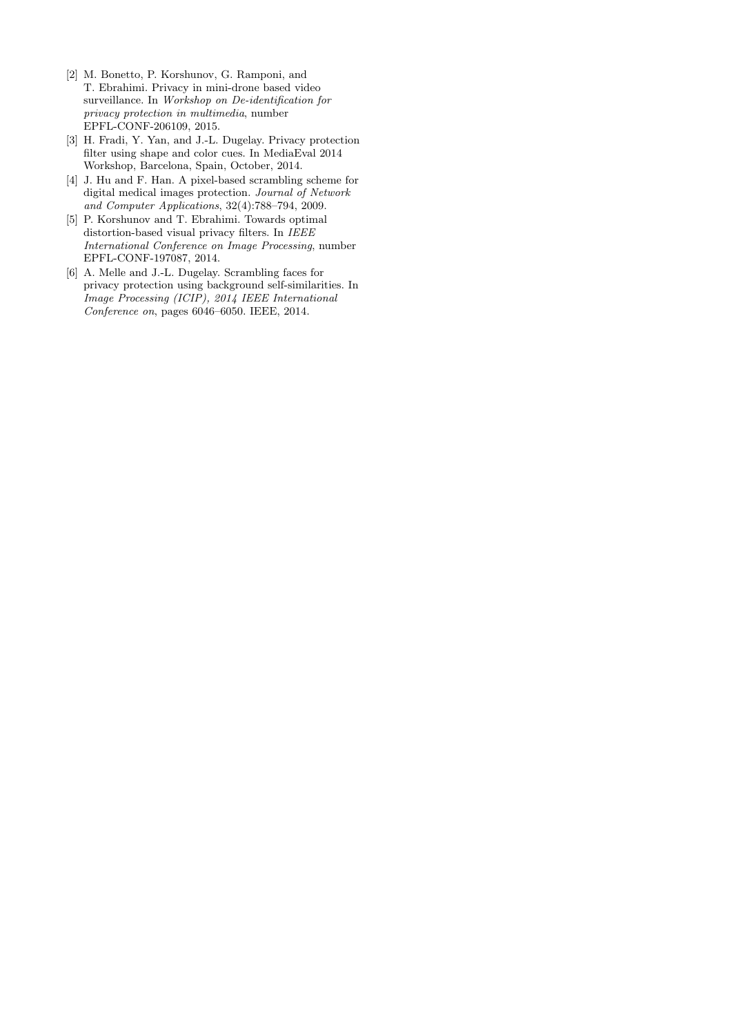[2] M. Bonetto, P. Korshunov, G. Ramponi, and T. Ebrahimi. Privacy in mini-drone based video surveillance. In *Workshop on De-identification for privacy protection in multimedia*, number EPFL-CONF-206109, 2015.

[3] H. Fradi, Y. Yan, and J.-L. Dugelay. Privacy protection filter using shape and color cues. In MediaEval 2014 Workshop, Barcelona, Spain, October, 2014.

[4] J. Hu and F. Han. A pixel-based scrambling scheme for digital medical images protection. *Journal of Network and Computer Applications*, 32(4):788–794, 2009.

[5] P. Korshunov and T. Ebrahimi. Towards optimal distortion-based visual privacy filters. In *IEEE International Conference on Image Processing*, number EPFL-CONF-197087, 2014.

[6] A. Melle and J.-L. Dugelay. Scrambling faces for privacy protection using background self-similarities. In *Image Processing (ICIP), 2014 IEEE International Conference on*, pages 6046–6050. IEEE, 2014.